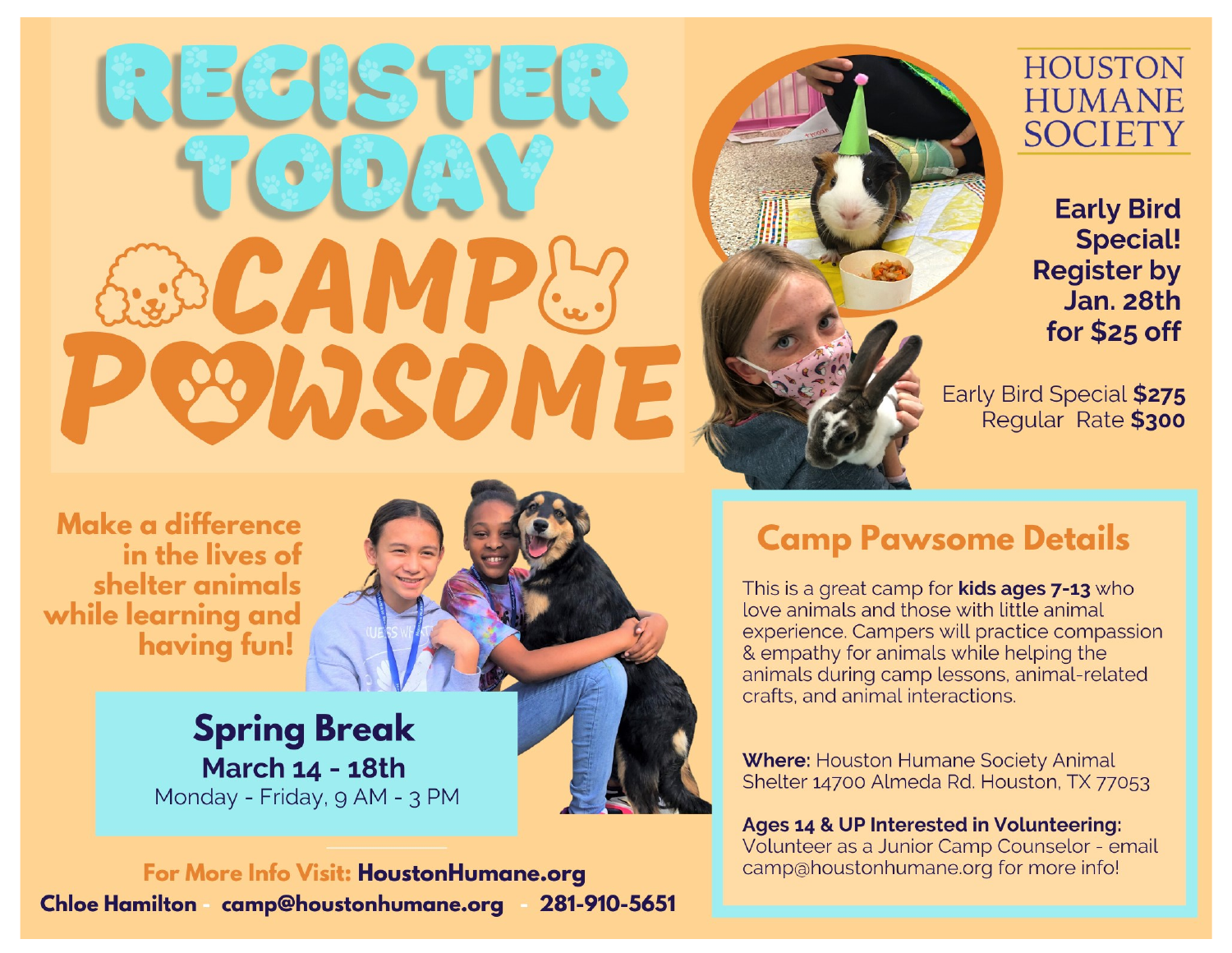# REGISTER TODAY

# CAMP PAWSOME

HOUSTON HUMANE SOCIETY

**Early Bird Special! Register by Jan. 28th for $25 off**

Early Bird Special **$275**
Regular Rate **$300**

**Make a difference in the lives of shelter animals while learning and having fun!**

## Spring Break

**March 14 - 18th**
Monday - Friday, 9 AM - 3 PM

## Camp Pawsome Details

This is a great camp for **kids ages 7-13** who love animals and those with little animal experience. Campers will practice compassion & empathy for animals while helping the animals during camp lessons, animal-related crafts, and animal interactions.

**Where:** Houston Humane Society Animal Shelter 14700 Almeda Rd. Houston, TX 77053

**Ages 14 & UP Interested in Volunteering:** Volunteer as a Junior Camp Counselor - email camp@houstonhumane.org for more info!

For More Info Visit: **HoustonHumane.org**

**Chloe Hamilton - camp@houstonhumane.org - 281-910-5651**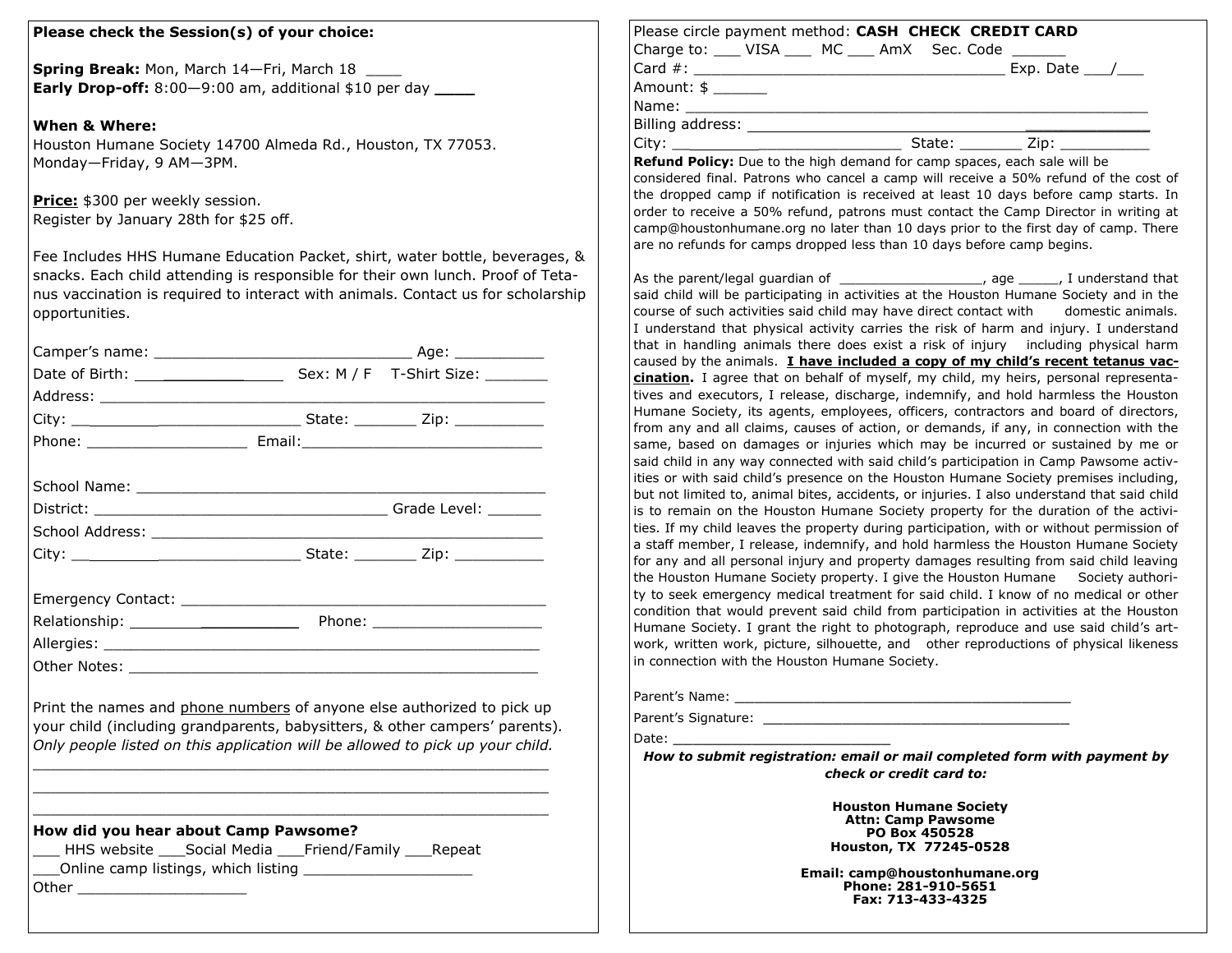**Please check the Session(s) of your choice:**

**Spring Break:** Mon, March 14—Fri, March 18 ____

**Early Drop-off:** 8:00—9:00 am, additional $10 per day ____

**When & Where:**

Houston Humane Society 14700 Almeda Rd., Houston, TX 77053.
Monday—Friday, 9 AM—3PM.

**Price:** $300 per weekly session.
Register by January 28th for $25 off.

Fee Includes HHS Humane Education Packet, shirt, water bottle, beverages, & snacks. Each child attending is responsible for their own lunch. Proof of Tetanus vaccination is required to interact with animals. Contact us for scholarship opportunities.

Camper's name: ____________________________ Age: __________

Date of Birth: ______________ Sex: M / F T-Shirt Size: _______

Address: ______________________________________________

City: ________________________ State: _______ Zip: __________

Phone: _________________ Email:___________________________

School Name: ___________________________________________

District: ________________________________ Grade Level: ______

School Address: _________________________________________

City: ________________________ State: _______ Zip: __________

Emergency Contact: _______________________________________

Relationship: ______________ Phone: ___________________

Allergies: _______________________________________________

Other Notes: _____________________________________________

Print the names and phone numbers of anyone else authorized to pick up your child (including grandparents, babysitters, & other campers' parents). *Only people listed on this application will be allowed to pick up your child.*

_______________________________________________________

_______________________________________________________

_______________________________________________________

**How did you hear about Camp Pawsome?**

___ HHS website ___Social Media ___Friend/Family ___Repeat

___Online camp listings, which listing ___________________

Other ___________________

Please circle payment method: **CASH CHECK CREDIT CARD**

Charge to: ___ VISA ___ MC ___ AmX Sec. Code ______

Card #: ___________________________________ Exp. Date ___/___

Amount: $ ______

Name: ____________________________________________________

Billing address: ___________________________________________

City: _________________________ State: _______ Zip: __________

**Refund Policy:** Due to the high demand for camp spaces, each sale will be considered final. Patrons who cancel a camp will receive a 50% refund of the cost of the dropped camp if notification is received at least 10 days before camp starts. In order to receive a 50% refund, patrons must contact the Camp Director in writing at camp@houstonhumane.org no later than 10 days prior to the first day of camp. There are no refunds for camps dropped less than 10 days before camp begins.

As the parent/legal guardian of _________________, age _____, I understand that said child will be participating in activities at the Houston Humane Society and in the course of such activities said child may have direct contact with domestic animals. I understand that physical activity carries the risk of harm and injury. I understand that in handling animals there does exist a risk of injury including physical harm caused by the animals. **I have included a copy of my child's recent tetanus vaccination.** I agree that on behalf of myself, my child, my heirs, personal representatives and executors, I release, discharge, indemnify, and hold harmless the Houston Humane Society, its agents, employees, officers, contractors and board of directors, from any and all claims, causes of action, or demands, if any, in connection with the same, based on damages or injuries which may be incurred or sustained by me or said child in any way connected with said child's participation in Camp Pawsome activities or with said child's presence on the Houston Humane Society premises including, but not limited to, animal bites, accidents, or injuries. I also understand that said child is to remain on the Houston Humane Society property for the duration of the activities. If my child leaves the property during participation, with or without permission of a staff member, I release, indemnify, and hold harmless the Houston Humane Society for any and all personal injury and property damages resulting from said child leaving the Houston Humane Society property. I give the Houston Humane Society authority to seek emergency medical treatment for said child. I know of no medical or other condition that would prevent said child from participation in activities at the Houston Humane Society. I grant the right to photograph, reproduce and use said child's artwork, written work, picture, silhouette, and other reproductions of physical likeness in connection with the Houston Humane Society.

Parent's Name: ________________________________________

Parent's Signature: _____________________________________

Date: __________________________

***How to submit registration: email or mail completed form with payment by check or credit card to:***

**Houston Humane Society**
**Attn: Camp Pawsome**
**PO Box 450528**
**Houston, TX 77245-0528**

**Email: camp@houstonhumane.org**
**Phone: 281-910-5651**
**Fax: 713-433-4325**